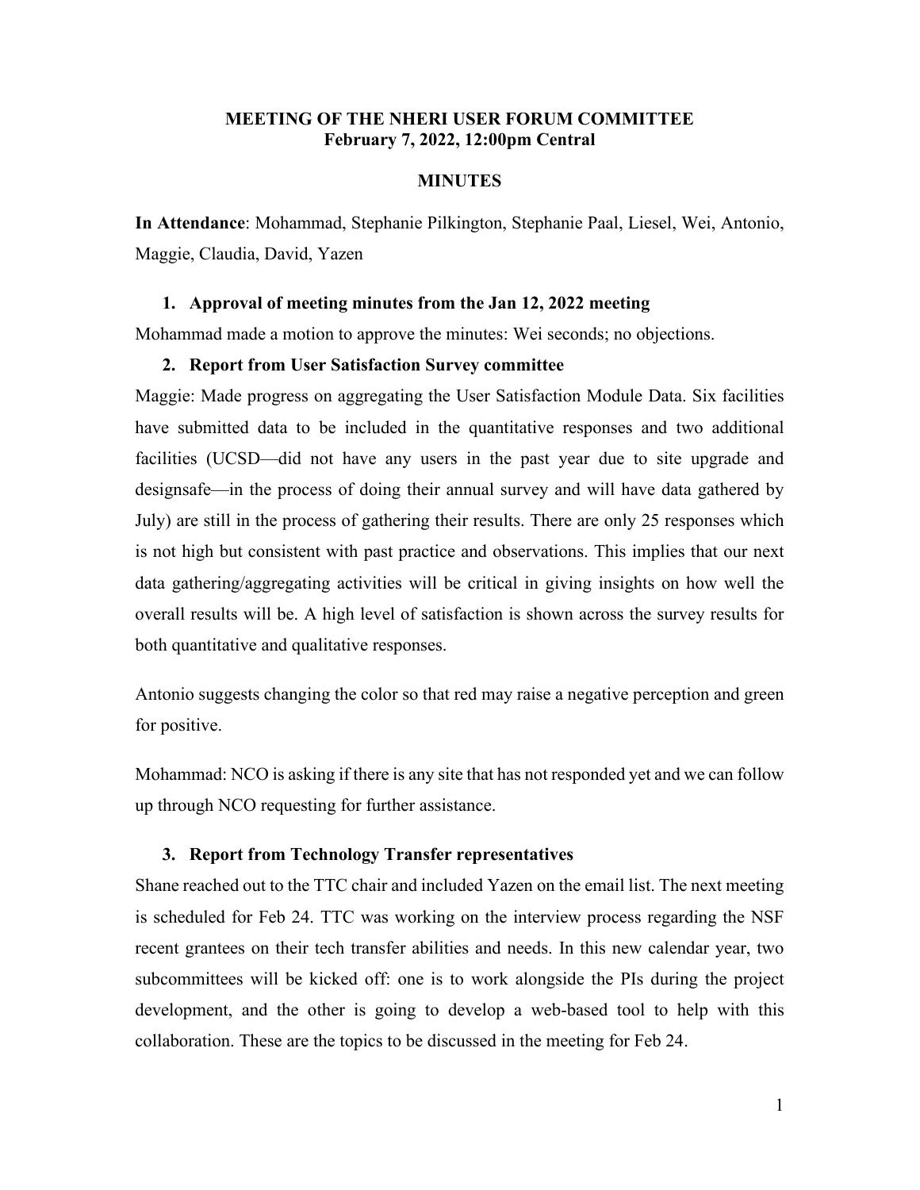**MEETING OF THE NHERI USER FORUM COMMITTEE**
**February 7, 2022, 12:00pm Central**

**MINUTES**

**In Attendance**: Mohammad, Stephanie Pilkington, Stephanie Paal, Liesel, Wei, Antonio, Maggie, Claudia, David, Yazen

1. **Approval of meeting minutes from the Jan 12, 2022 meeting**

Mohammad made a motion to approve the minutes: Wei seconds; no objections.

2. **Report from User Satisfaction Survey committee**

Maggie: Made progress on aggregating the User Satisfaction Module Data. Six facilities have submitted data to be included in the quantitative responses and two additional facilities (UCSD—did not have any users in the past year due to site upgrade and designsafe—in the process of doing their annual survey and will have data gathered by July) are still in the process of gathering their results. There are only 25 responses which is not high but consistent with past practice and observations. This implies that our next data gathering/aggregating activities will be critical in giving insights on how well the overall results will be. A high level of satisfaction is shown across the survey results for both quantitative and qualitative responses.

Antonio suggests changing the color so that red may raise a negative perception and green for positive.

Mohammad: NCO is asking if there is any site that has not responded yet and we can follow up through NCO requesting for further assistance.

3. **Report from Technology Transfer representatives**

Shane reached out to the TTC chair and included Yazen on the email list. The next meeting is scheduled for Feb 24. TTC was working on the interview process regarding the NSF recent grantees on their tech transfer abilities and needs. In this new calendar year, two subcommittees will be kicked off: one is to work alongside the PIs during the project development, and the other is going to develop a web-based tool to help with this collaboration. These are the topics to be discussed in the meeting for Feb 24.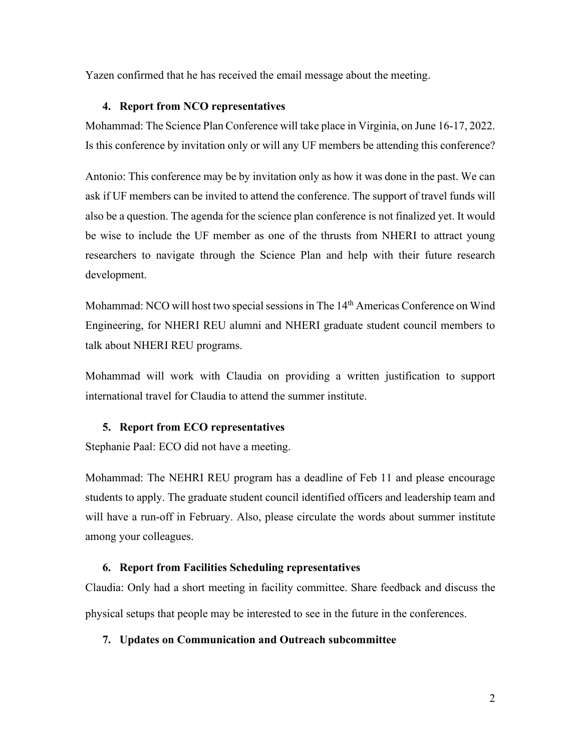Yazen confirmed that he has received the email message about the meeting.

## 4. Report from NCO representatives

Mohammad: The Science Plan Conference will take place in Virginia, on June 16-17, 2022. Is this conference by invitation only or will any UF members be attending this conference?

Antonio: This conference may be by invitation only as how it was done in the past. We can ask if UF members can be invited to attend the conference. The support of travel funds will also be a question. The agenda for the science plan conference is not finalized yet. It would be wise to include the UF member as one of the thrusts from NHERI to attract young researchers to navigate through the Science Plan and help with their future research development.

Mohammad: NCO will host two special sessions in The 14th Americas Conference on Wind Engineering, for NHERI REU alumni and NHERI graduate student council members to talk about NHERI REU programs.

Mohammad will work with Claudia on providing a written justification to support international travel for Claudia to attend the summer institute.

## 5. Report from ECO representatives

Stephanie Paal: ECO did not have a meeting.

Mohammad: The NEHRI REU program has a deadline of Feb 11 and please encourage students to apply. The graduate student council identified officers and leadership team and will have a run-off in February. Also, please circulate the words about summer institute among your colleagues.

## 6. Report from Facilities Scheduling representatives

Claudia: Only had a short meeting in facility committee. Share feedback and discuss the physical setups that people may be interested to see in the future in the conferences.

## 7. Updates on Communication and Outreach subcommittee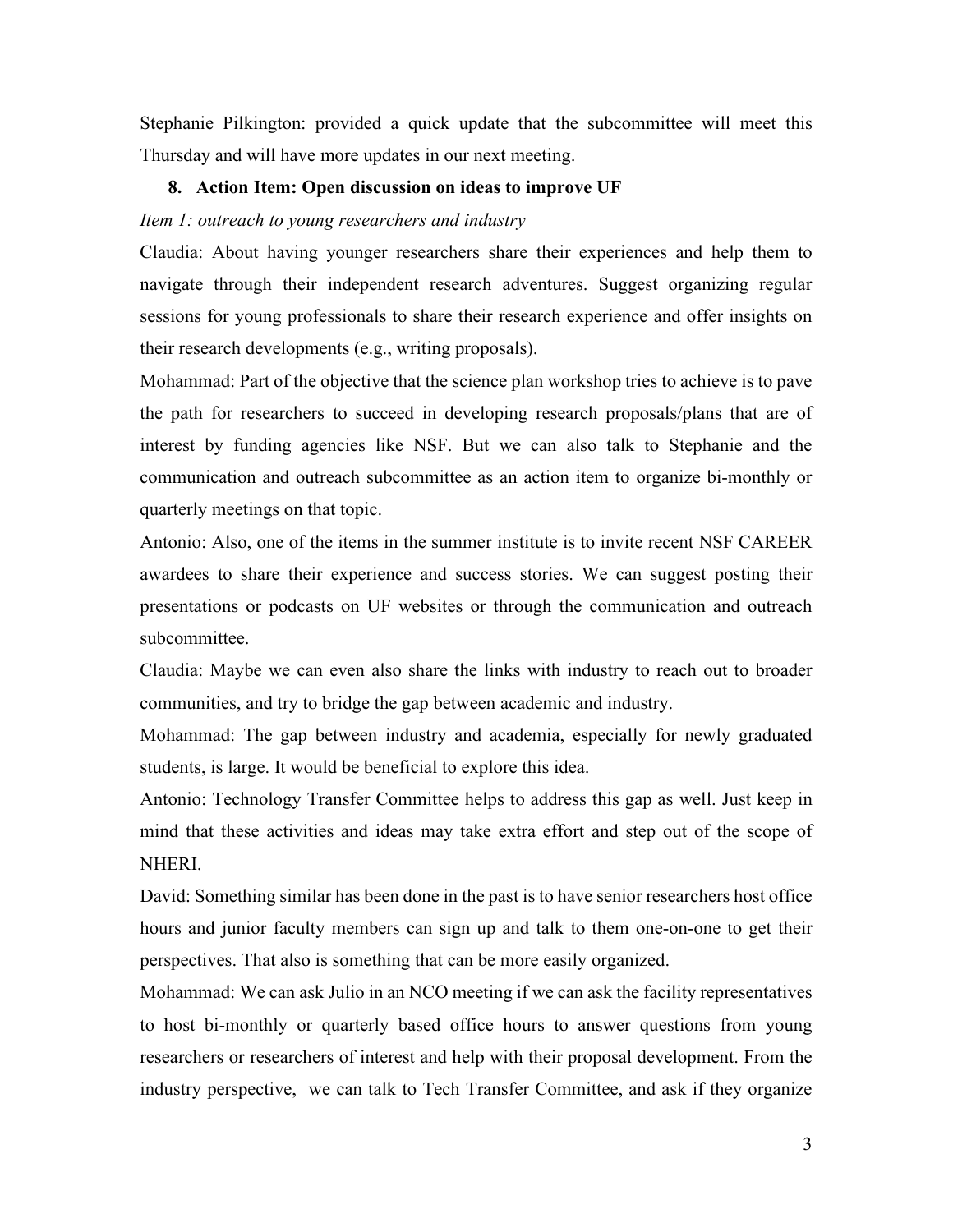Stephanie Pilkington: provided a quick update that the subcommittee will meet this Thursday and will have more updates in our next meeting.

## 8. Action Item: Open discussion on ideas to improve UF

*Item 1: outreach to young researchers and industry*

Claudia: About having younger researchers share their experiences and help them to navigate through their independent research adventures. Suggest organizing regular sessions for young professionals to share their research experience and offer insights on their research developments (e.g., writing proposals).

Mohammad: Part of the objective that the science plan workshop tries to achieve is to pave the path for researchers to succeed in developing research proposals/plans that are of interest by funding agencies like NSF. But we can also talk to Stephanie and the communication and outreach subcommittee as an action item to organize bi-monthly or quarterly meetings on that topic.

Antonio: Also, one of the items in the summer institute is to invite recent NSF CAREER awardees to share their experience and success stories. We can suggest posting their presentations or podcasts on UF websites or through the communication and outreach subcommittee.

Claudia: Maybe we can even also share the links with industry to reach out to broader communities, and try to bridge the gap between academic and industry.

Mohammad: The gap between industry and academia, especially for newly graduated students, is large. It would be beneficial to explore this idea.

Antonio: Technology Transfer Committee helps to address this gap as well. Just keep in mind that these activities and ideas may take extra effort and step out of the scope of NHERI.

David: Something similar has been done in the past is to have senior researchers host office hours and junior faculty members can sign up and talk to them one-on-one to get their perspectives. That also is something that can be more easily organized.

Mohammad: We can ask Julio in an NCO meeting if we can ask the facility representatives to host bi-monthly or quarterly based office hours to answer questions from young researchers or researchers of interest and help with their proposal development. From the industry perspective, we can talk to Tech Transfer Committee, and ask if they organize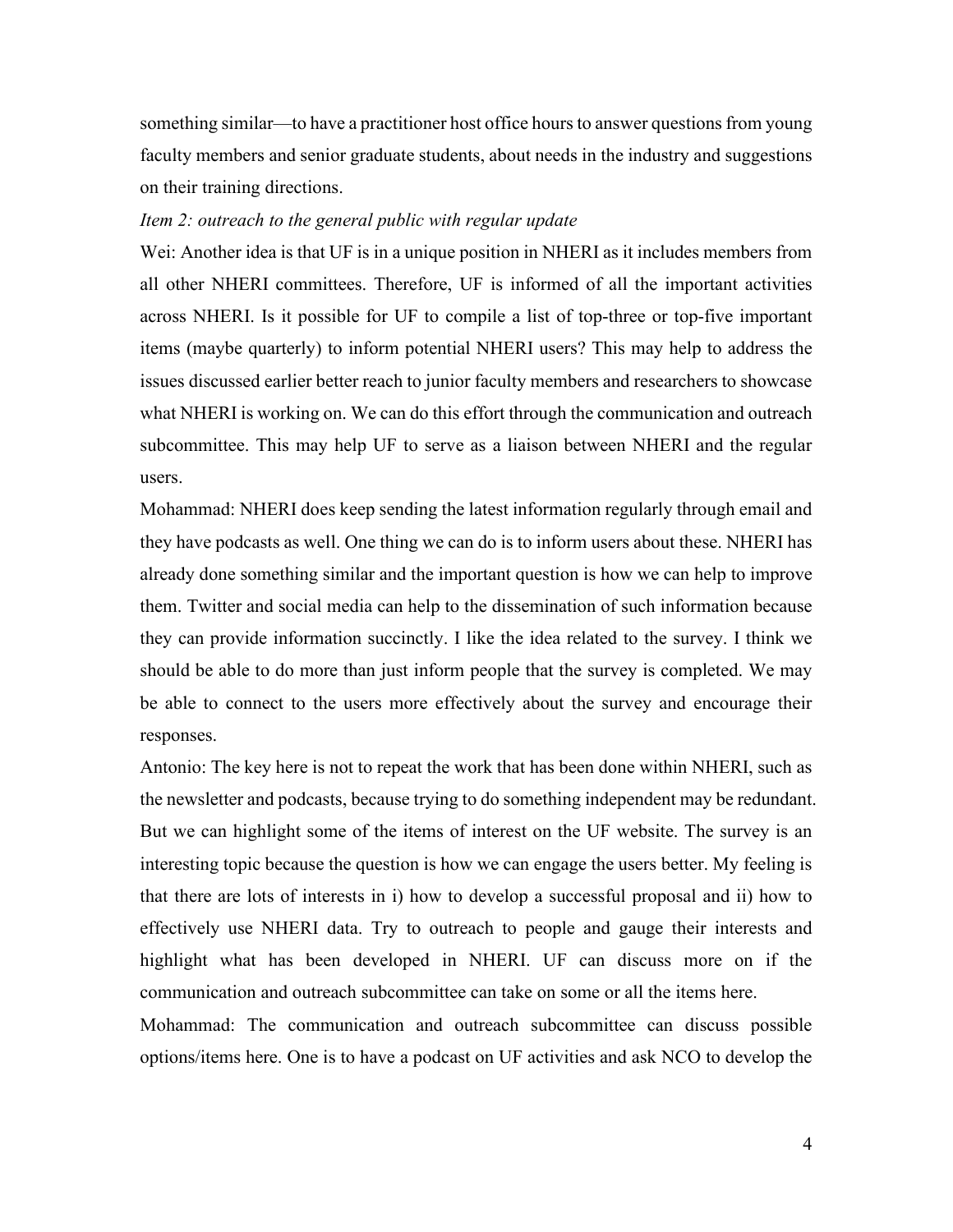something similar—to have a practitioner host office hours to answer questions from young faculty members and senior graduate students, about needs in the industry and suggestions on their training directions.

*Item 2: outreach to the general public with regular update*

Wei: Another idea is that UF is in a unique position in NHERI as it includes members from all other NHERI committees. Therefore, UF is informed of all the important activities across NHERI. Is it possible for UF to compile a list of top-three or top-five important items (maybe quarterly) to inform potential NHERI users? This may help to address the issues discussed earlier better reach to junior faculty members and researchers to showcase what NHERI is working on. We can do this effort through the communication and outreach subcommittee. This may help UF to serve as a liaison between NHERI and the regular users.

Mohammad: NHERI does keep sending the latest information regularly through email and they have podcasts as well. One thing we can do is to inform users about these. NHERI has already done something similar and the important question is how we can help to improve them. Twitter and social media can help to the dissemination of such information because they can provide information succinctly. I like the idea related to the survey. I think we should be able to do more than just inform people that the survey is completed. We may be able to connect to the users more effectively about the survey and encourage their responses.

Antonio: The key here is not to repeat the work that has been done within NHERI, such as the newsletter and podcasts, because trying to do something independent may be redundant. But we can highlight some of the items of interest on the UF website. The survey is an interesting topic because the question is how we can engage the users better. My feeling is that there are lots of interests in i) how to develop a successful proposal and ii) how to effectively use NHERI data. Try to outreach to people and gauge their interests and highlight what has been developed in NHERI. UF can discuss more on if the communication and outreach subcommittee can take on some or all the items here.

Mohammad: The communication and outreach subcommittee can discuss possible options/items here. One is to have a podcast on UF activities and ask NCO to develop the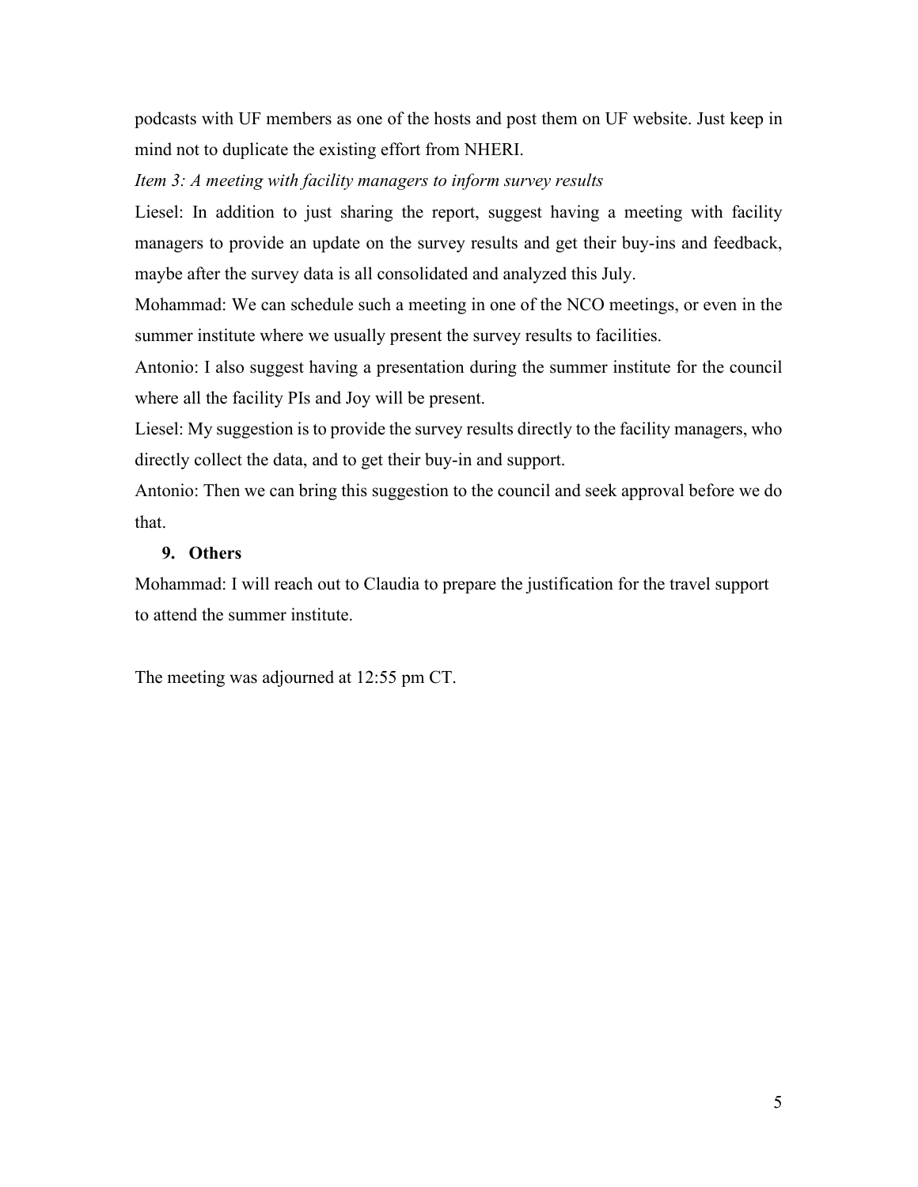podcasts with UF members as one of the hosts and post them on UF website. Just keep in mind not to duplicate the existing effort from NHERI.

*Item 3: A meeting with facility managers to inform survey results*

Liesel: In addition to just sharing the report, suggest having a meeting with facility managers to provide an update on the survey results and get their buy-ins and feedback, maybe after the survey data is all consolidated and analyzed this July.

Mohammad: We can schedule such a meeting in one of the NCO meetings, or even in the summer institute where we usually present the survey results to facilities.

Antonio: I also suggest having a presentation during the summer institute for the council where all the facility PIs and Joy will be present.

Liesel: My suggestion is to provide the survey results directly to the facility managers, who directly collect the data, and to get their buy-in and support.

Antonio: Then we can bring this suggestion to the council and seek approval before we do that.

**9. Others**

Mohammad: I will reach out to Claudia to prepare the justification for the travel support to attend the summer institute.

The meeting was adjourned at 12:55 pm CT.